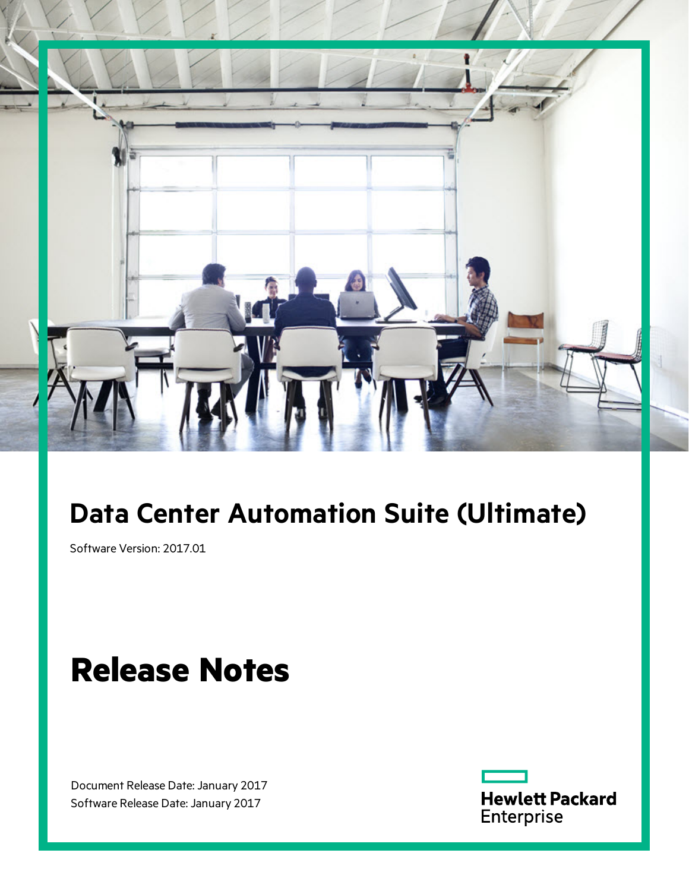# Data Center Automation Suite (Ultimate)

Software Version: 2017.01

# Release Notes

Document Release Date: January 2017
Software Release Date: January 2017

Hewlett Packard Enterprise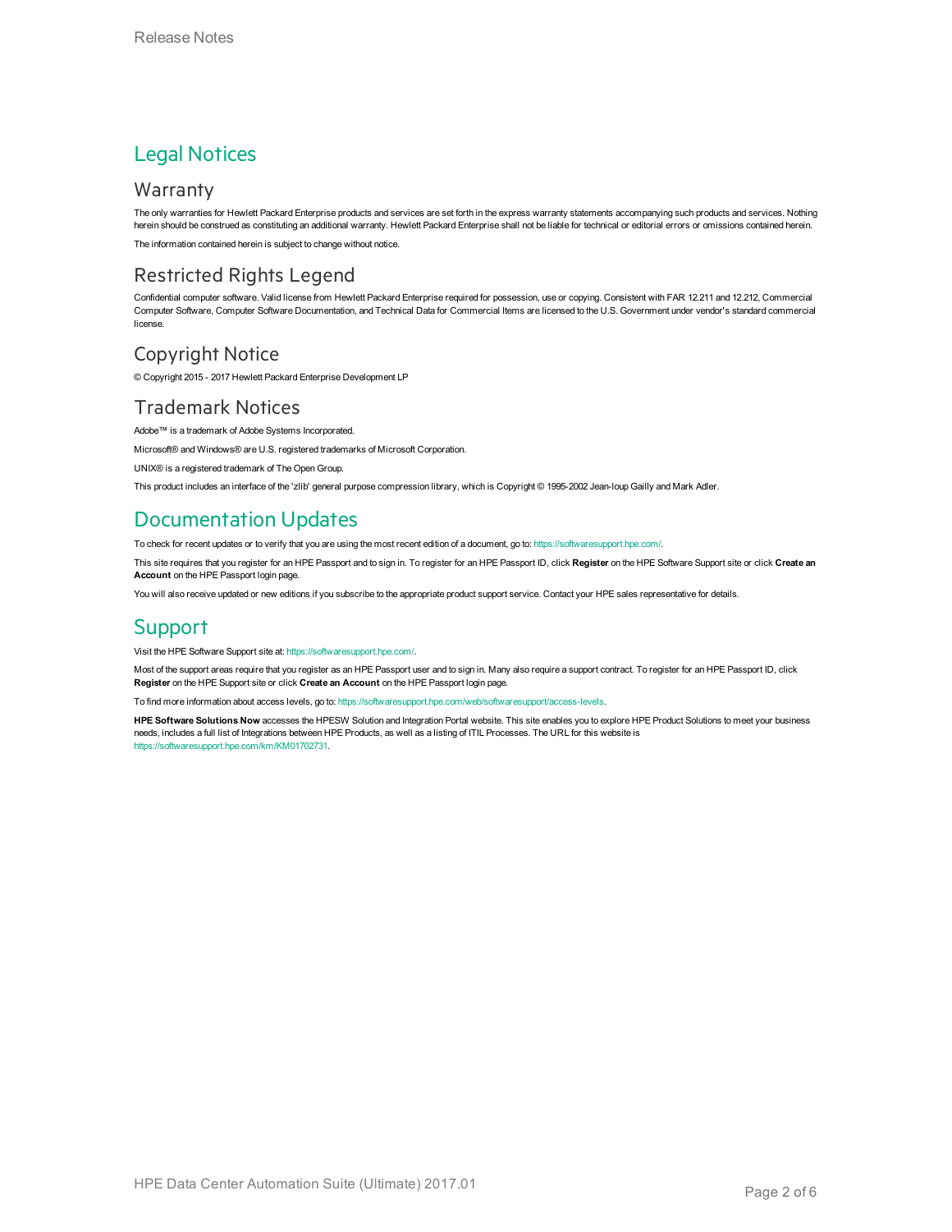# Legal Notices

## Warranty

The only warranties for Hewlett Packard Enterprise products and services are set forth in the express warranty statements accompanying such products and services. Nothing herein should be construed as constituting an additional warranty. Hewlett Packard Enterprise shall not be liable for technical or editorial errors or omissions contained herein.

The information contained herein is subject to change without notice.

## Restricted Rights Legend

Confidential computer software. Valid license from Hewlett Packard Enterprise required for possession, use or copying. Consistent with FAR 12.211 and 12.212, Commercial Computer Software, Computer Software Documentation, and Technical Data for Commercial Items are licensed to the U.S. Government under vendor's standard commercial license.

## Copyright Notice

© Copyright 2015 - 2017 Hewlett Packard Enterprise Development LP

## Trademark Notices

Adobe™ is a trademark of Adobe Systems Incorporated.

Microsoft® and Windows® are U.S. registered trademarks of Microsoft Corporation.

UNIX® is a registered trademark of The Open Group.

This product includes an interface of the 'zlib' general purpose compression library, which is Copyright © 1995-2002 Jean-loup Gailly and Mark Adler.

# Documentation Updates

To check for recent updates or to verify that you are using the most recent edition of a document, go to: https://softwaresupport.hpe.com/.

This site requires that you register for an HPE Passport and to sign in. To register for an HPE Passport ID, click **Register** on the HPE Software Support site or click **Create an Account** on the HPE Passport login page.

You will also receive updated or new editions if you subscribe to the appropriate product support service. Contact your HPE sales representative for details.

# Support

Visit the HPE Software Support site at: https://softwaresupport.hpe.com/.

Most of the support areas require that you register as an HPE Passport user and to sign in. Many also require a support contract. To register for an HPE Passport ID, click **Register** on the HPE Support site or click **Create an Account** on the HPE Passport login page.

To find more information about access levels, go to: https://softwaresupport.hpe.com/web/softwaresupport/access-levels.

**HPE Software Solutions Now** accesses the HPESW Solution and Integration Portal website. This site enables you to explore HPE Product Solutions to meet your business needs, includes a full list of Integrations between HPE Products, as well as a listing of ITIL Processes. The URL for this website is https://softwaresupport.hpe.com/km/KM01702731.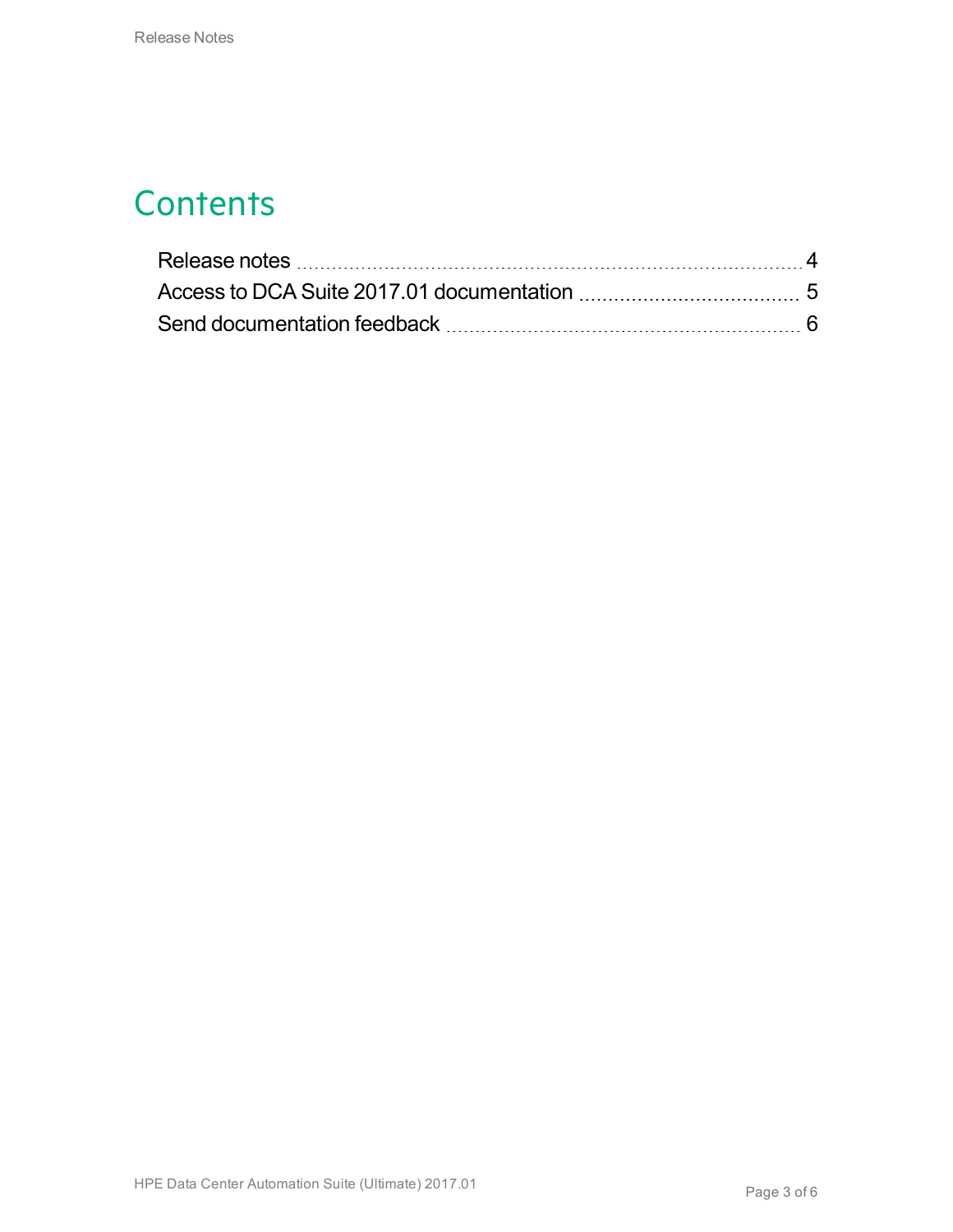# Contents

Release notes ..... 4

Access to DCA Suite 2017.01 documentation ..... 5

Send documentation feedback ..... 6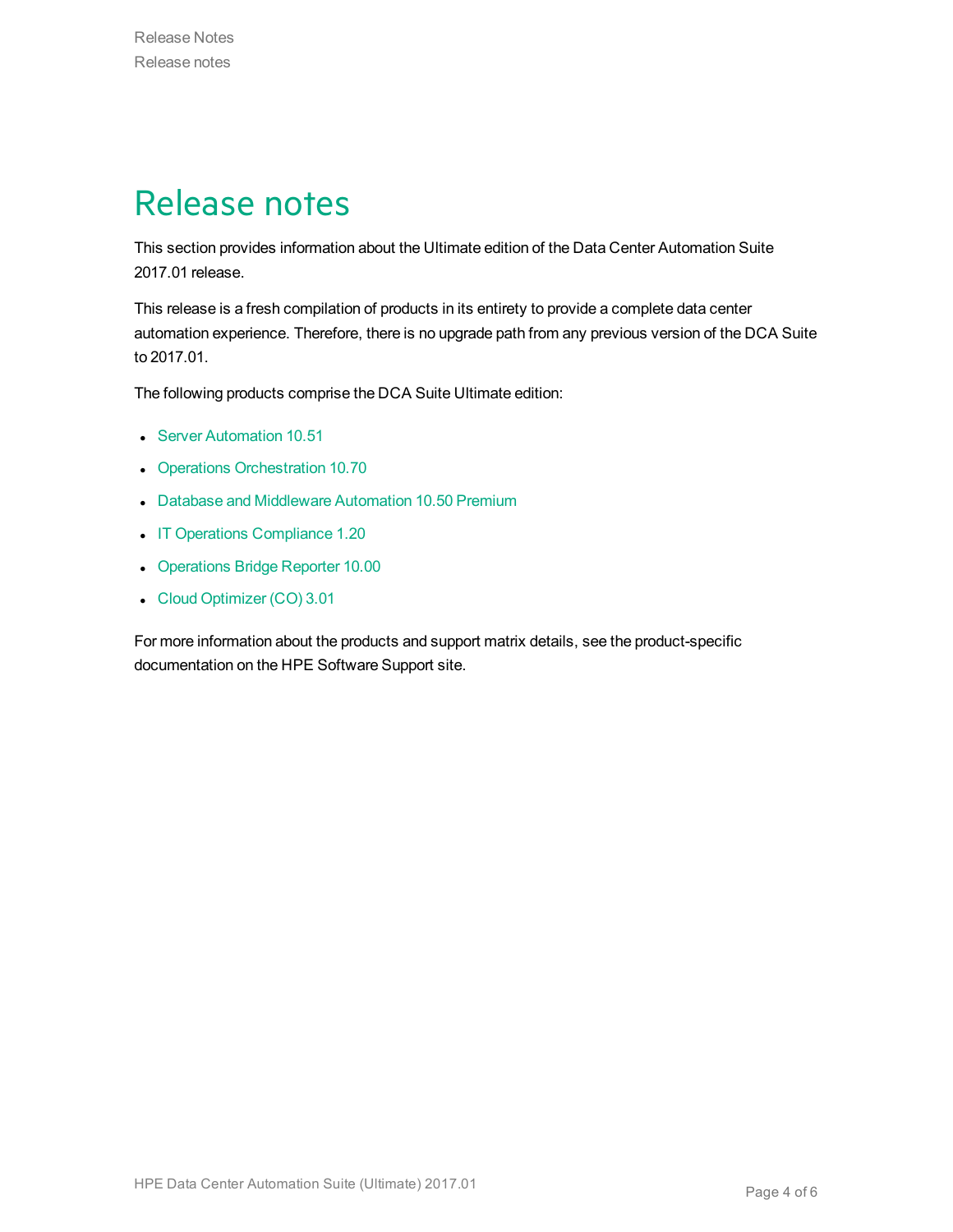# Release notes

This section provides information about the Ultimate edition of the Data Center Automation Suite 2017.01 release.

This release is a fresh compilation of products in its entirety to provide a complete data center automation experience. Therefore, there is no upgrade path from any previous version of the DCA Suite to 2017.01.

The following products comprise the DCA Suite Ultimate edition:

- Server Automation 10.51
- Operations Orchestration 10.70
- Database and Middleware Automation 10.50 Premium
- IT Operations Compliance 1.20
- Operations Bridge Reporter 10.00
- Cloud Optimizer (CO) 3.01

For more information about the products and support matrix details, see the product-specific documentation on the HPE Software Support site.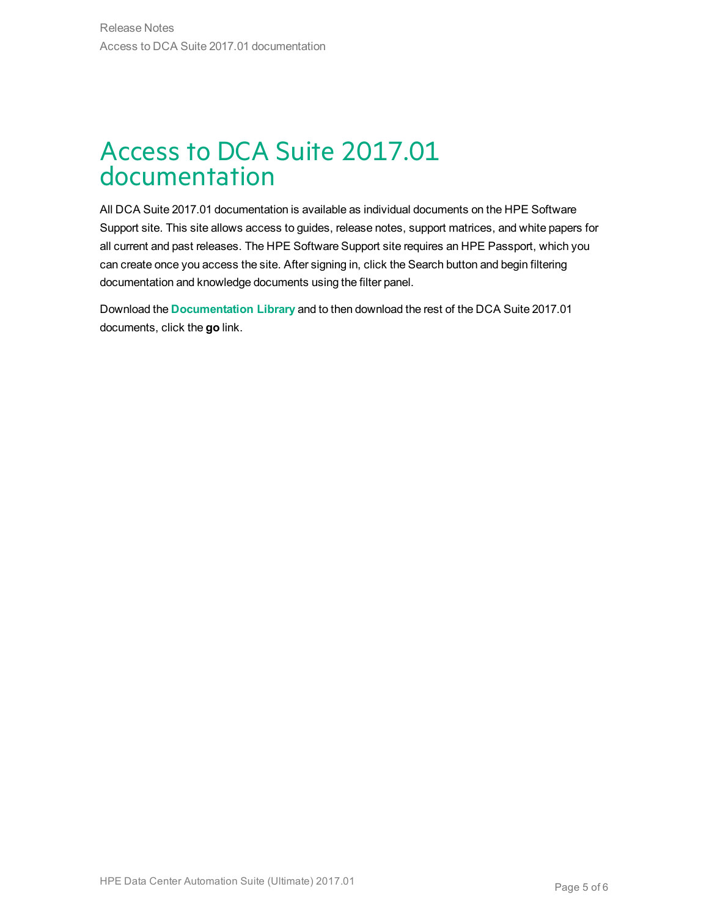# Access to DCA Suite 2017.01 documentation

All DCA Suite 2017.01 documentation is available as individual documents on the HPE Software Support site. This site allows access to guides, release notes, support matrices, and white papers for all current and past releases. The HPE Software Support site requires an HPE Passport, which you can create once you access the site. After signing in, click the Search button and begin filtering documentation and knowledge documents using the filter panel.

Download the **Documentation Library** and to then download the rest of the DCA Suite 2017.01 documents, click the **go** link.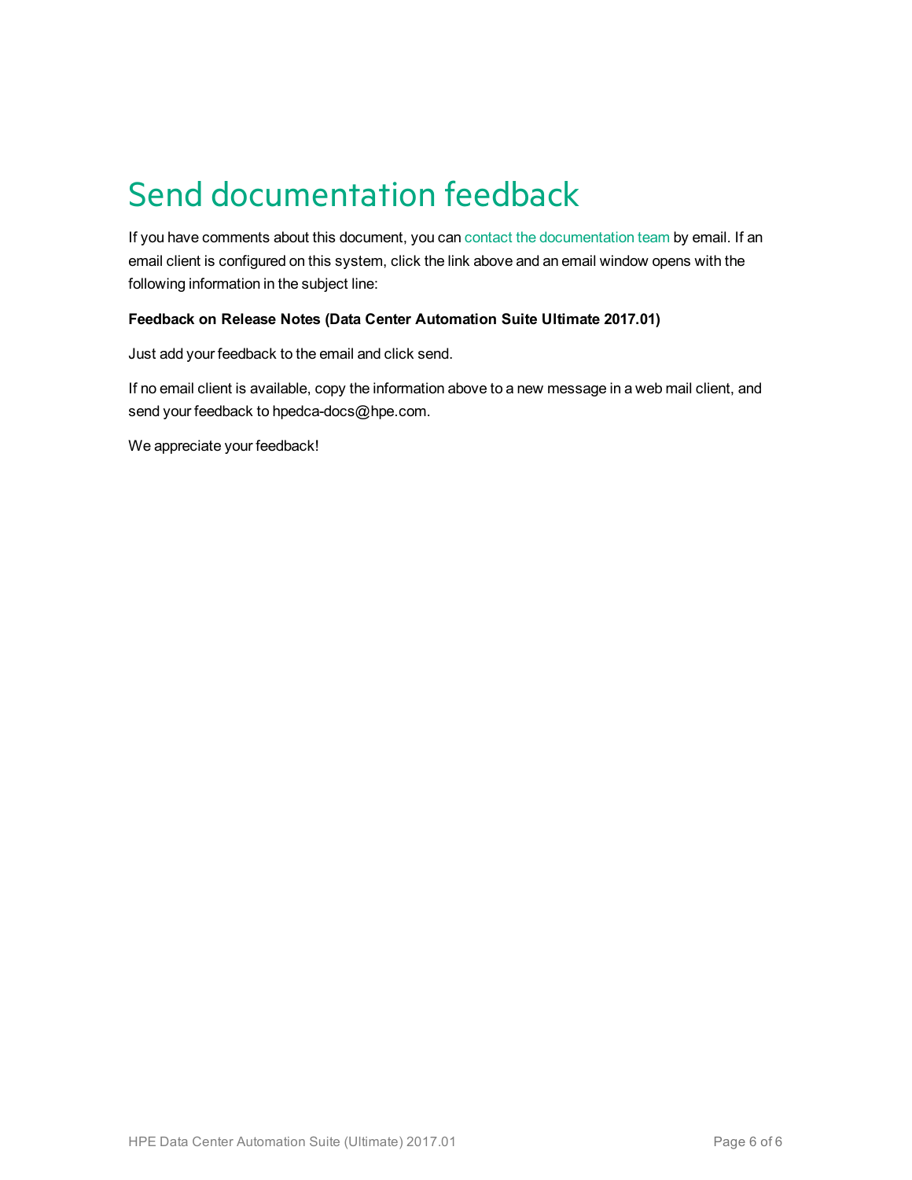# Send documentation feedback

If you have comments about this document, you can contact the documentation team by email. If an email client is configured on this system, click the link above and an email window opens with the following information in the subject line:

**Feedback on Release Notes (Data Center Automation Suite Ultimate 2017.01)**

Just add your feedback to the email and click send.

If no email client is available, copy the information above to a new message in a web mail client, and send your feedback to hpedca-docs@hpe.com.

We appreciate your feedback!